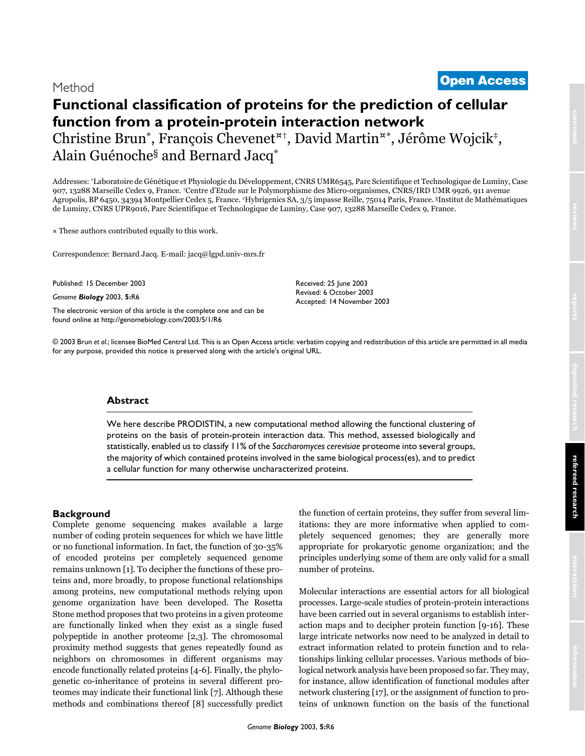Method

**Open Access**

# Functional classification of proteins for the prediction of cellular function from a protein-protein interaction network

Christine Brun*, François Chevenet¤†, David Martin¤*, Jérôme Wojcik‡, Alain Guénoche§ and Bernard Jacq*

Addresses: *Laboratoire de Génétique et Physiologie du Développement, CNRS UMR6545, Parc Scientifique et Technologique de Luminy, Case 907, 13288 Marseille Cedex 9, France. †Centre d'Etude sur le Polymorphisme des Micro-organismes, CNRS/IRD UMR 9926, 911 avenue Agropolis, BP 6450, 34394 Montpellier Cedex 5, France. ‡Hybrigenics SA, 3/5 impasse Reille, 75014 Paris, France. §Institut de Mathématiques de Luminy, CNRS UPR9016, Parc Scientifique et Technologique de Luminy, Case 907, 13288 Marseille Cedex 9, France.

¤ These authors contributed equally to this work.

Correspondence: Bernard Jacq. E-mail: jacq@lgpd.univ-mrs.fr

Published: 15 December 2003

*Genome **Biology*** 2003, **5:**R6

The electronic version of this article is the complete one and can be found online at http://genomebiology.com/2003/5/1/R6

Received: 25 June 2003
Revised: 6 October 2003
Accepted: 14 November 2003

© 2003 Brun *et al.*; licensee BioMed Central Ltd. This is an Open Access article: verbatim copying and redistribution of this article are permitted in all media for any purpose, provided this notice is preserved along with the article's original URL.

## Abstract

We here describe PRODISTIN, a new computational method allowing the functional clustering of proteins on the basis of protein-protein interaction data. This method, assessed biologically and statistically, enabled us to classify 11% of the *Saccharomyces cerevisiae* proteome into several groups, the majority of which contained proteins involved in the same biological process(es), and to predict a cellular function for many otherwise uncharacterized proteins.

## Background

Complete genome sequencing makes available a large number of coding protein sequences for which we have little or no functional information. In fact, the function of 30-35% of encoded proteins per completely sequenced genome remains unknown [1]. To decipher the functions of these proteins and, more broadly, to propose functional relationships among proteins, new computational methods relying upon genome organization have been developed. The Rosetta Stone method proposes that two proteins in a given proteome are functionally linked when they exist as a single fused polypeptide in another proteome [2,3]. The chromosomal proximity method suggests that genes repeatedly found as neighbors on chromosomes in different organisms may encode functionally related proteins [4-6]. Finally, the phylogenetic co-inheritance of proteins in several different proteomes may indicate their functional link [7]. Although these methods and combinations thereof [8] successfully predict the function of certain proteins, they suffer from several limitations: they are more informative when applied to completely sequenced genomes; they are generally more appropriate for prokaryotic genome organization; and the principles underlying some of them are only valid for a small number of proteins.

Molecular interactions are essential actors for all biological processes. Large-scale studies of protein-protein interactions have been carried out in several organisms to establish interaction maps and to decipher protein function [9-16]. These large intricate networks now need to be analyzed in detail to extract information related to protein function and to relationships linking cellular processes. Various methods of biological network analysis have been proposed so far. They may, for instance, allow identification of functional modules after network clustering [17], or the assignment of function to proteins of unknown function on the basis of the functional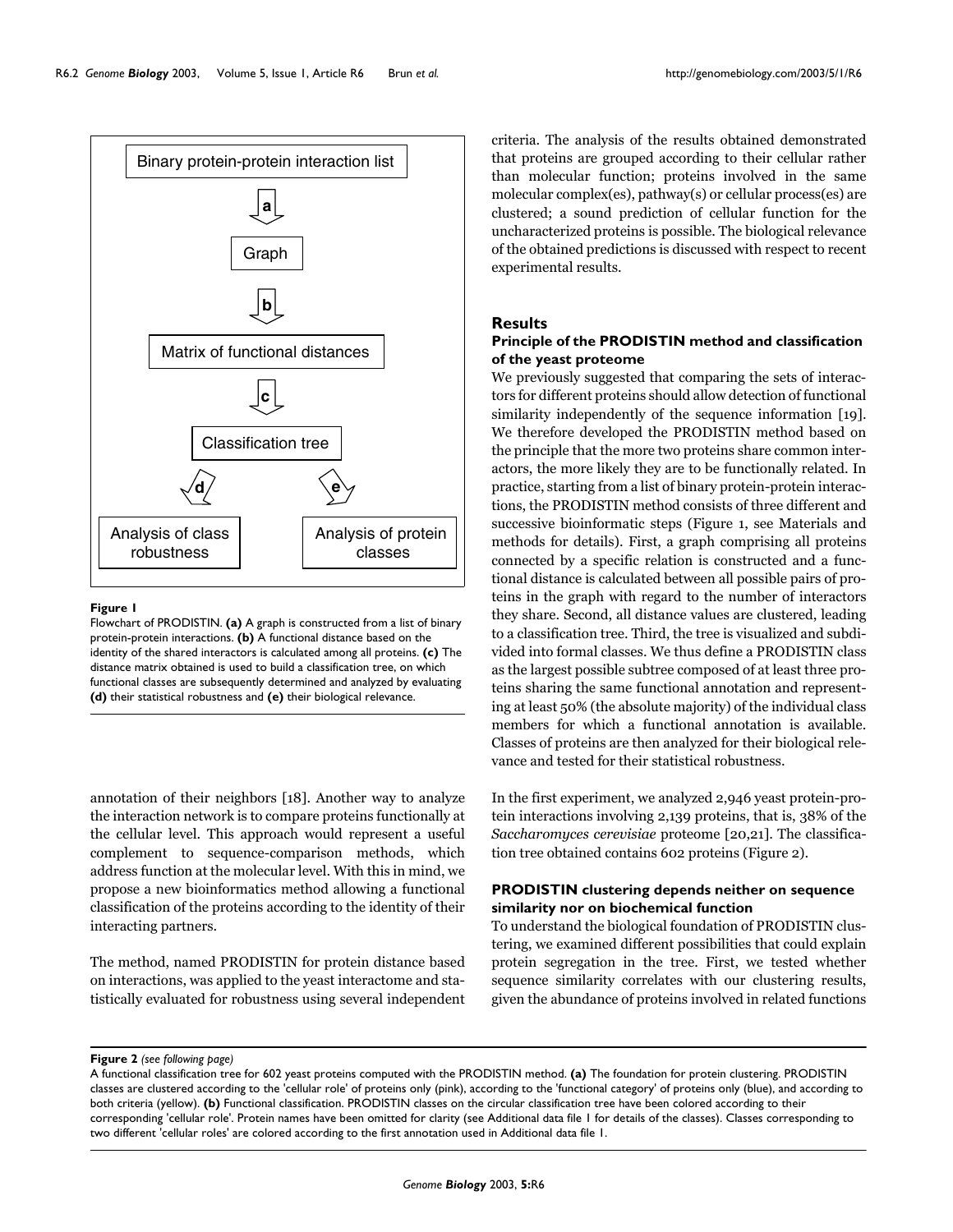Binary protein-protein interaction list

a

Graph

b

Matrix of functional distances

c

Classification tree

d

e

Analysis of class robustness

Analysis of protein classes

**Figure 1**

Flowchart of PRODISTIN. **(a)** A graph is constructed from a list of binary protein-protein interactions. **(b)** A functional distance based on the identity of the shared interactors is calculated among all proteins. **(c)** The distance matrix obtained is used to build a classification tree, on which functional classes are subsequently determined and analyzed by evaluating **(d)** their statistical robustness and **(e)** their biological relevance.

annotation of their neighbors [18]. Another way to analyze the interaction network is to compare proteins functionally at the cellular level. This approach would represent a useful complement to sequence-comparison methods, which address function at the molecular level. With this in mind, we propose a new bioinformatics method allowing a functional classification of the proteins according to the identity of their interacting partners.

The method, named PRODISTIN for protein distance based on interactions, was applied to the yeast interactome and statistically evaluated for robustness using several independent criteria. The analysis of the results obtained demonstrated that proteins are grouped according to their cellular rather than molecular function; proteins involved in the same molecular complex(es), pathway(s) or cellular process(es) are clustered; a sound prediction of cellular function for the uncharacterized proteins is possible. The biological relevance of the obtained predictions is discussed with respect to recent experimental results.

## Results

### Principle of the PRODISTIN method and classification of the yeast proteome

We previously suggested that comparing the sets of interactors for different proteins should allow detection of functional similarity independently of the sequence information [19]. We therefore developed the PRODISTIN method based on the principle that the more two proteins share common interactors, the more likely they are to be functionally related. In practice, starting from a list of binary protein-protein interactions, the PRODISTIN method consists of three different and successive bioinformatic steps (Figure 1, see Materials and methods for details). First, a graph comprising all proteins connected by a specific relation is constructed and a functional distance is calculated between all possible pairs of proteins in the graph with regard to the number of interactors they share. Second, all distance values are clustered, leading to a classification tree. Third, the tree is visualized and subdivided into formal classes. We thus define a PRODISTIN class as the largest possible subtree composed of at least three proteins sharing the same functional annotation and representing at least 50% (the absolute majority) of the individual class members for which a functional annotation is available. Classes of proteins are then analyzed for their biological relevance and tested for their statistical robustness.

In the first experiment, we analyzed 2,946 yeast protein-protein interactions involving 2,139 proteins, that is, 38% of the *Saccharomyces cerevisiae* proteome [20,21]. The classification tree obtained contains 602 proteins (Figure 2).

### PRODISTIN clustering depends neither on sequence similarity nor on biochemical function

To understand the biological foundation of PRODISTIN clustering, we examined different possibilities that could explain protein segregation in the tree. First, we tested whether sequence similarity correlates with our clustering results, given the abundance of proteins involved in related functions

**Figure 2** *(see following page)*

A functional classification tree for 602 yeast proteins computed with the PRODISTIN method. **(a)** The foundation for protein clustering. PRODISTIN classes are clustered according to the 'cellular role' of proteins only (pink), according to the 'functional category' of proteins only (blue), and according to both criteria (yellow). **(b)** Functional classification. PRODISTIN classes on the circular classification tree have been colored according to their corresponding 'cellular role'. Protein names have been omitted for clarity (see Additional data file 1 for details of the classes). Classes corresponding to two different 'cellular roles' are colored according to the first annotation used in Additional data file 1.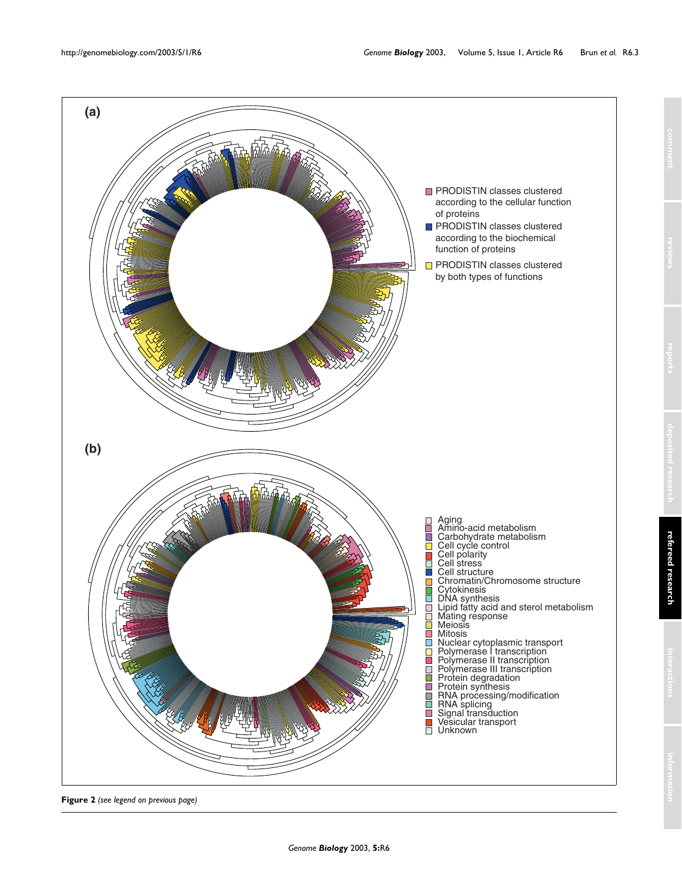**(a)**

- PRODISTIN classes clustered according to the cellular function of proteins
- PRODISTIN classes clustered according to the biochemical function of proteins
- PRODISTIN classes clustered by both types of functions

**(b)**

- Aging
- Amino-acid metabolism
- Carbohydrate metabolism
- Cell cycle control
- Cell polarity
- Cell stress
- Cell structure
- Chromatin/Chromosome structure
- Cytokinesis
- DNA synthesis
- Lipid fatty acid and sterol metabolism
- Mating response
- Meiosis
- Mitosis
- Nuclear cytoplasmic transport
- Polymerase I transcription
- Polymerase II transcription
- Polymerase III transcription
- Protein degradation
- Protein synthesis
- RNA processing/modification
- RNA splicing
- Signal transduction
- Vesicular transport
- Unknown

**Figure 2** *(see legend on previous page)*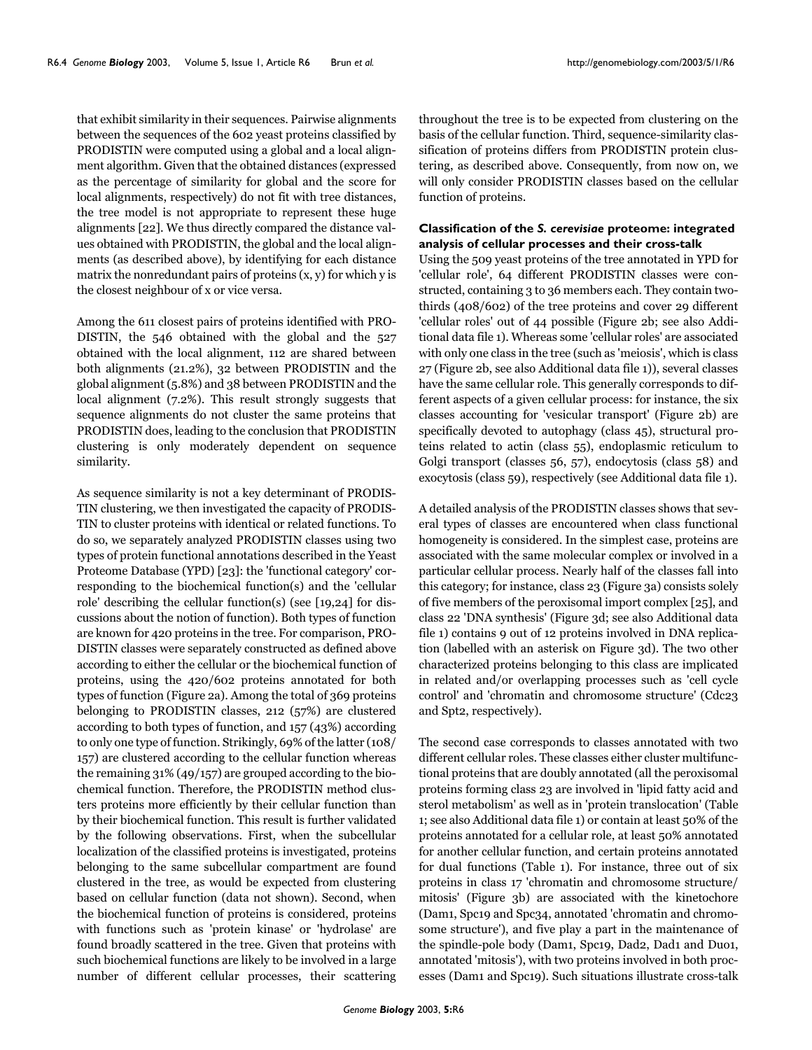that exhibit similarity in their sequences. Pairwise alignments between the sequences of the 602 yeast proteins classified by PRODISTIN were computed using a global and a local alignment algorithm. Given that the obtained distances (expressed as the percentage of similarity for global and the score for local alignments, respectively) do not fit with tree distances, the tree model is not appropriate to represent these huge alignments [22]. We thus directly compared the distance values obtained with PRODISTIN, the global and the local alignments (as described above), by identifying for each distance matrix the nonredundant pairs of proteins (x, y) for which y is the closest neighbour of x or vice versa.

Among the 611 closest pairs of proteins identified with PRODISTIN, the 546 obtained with the global and the 527 obtained with the local alignment, 112 are shared between both alignments (21.2%), 32 between PRODISTIN and the global alignment (5.8%) and 38 between PRODISTIN and the local alignment (7.2%). This result strongly suggests that sequence alignments do not cluster the same proteins that PRODISTIN does, leading to the conclusion that PRODISTIN clustering is only moderately dependent on sequence similarity.

As sequence similarity is not a key determinant of PRODISTIN clustering, we then investigated the capacity of PRODISTIN to cluster proteins with identical or related functions. To do so, we separately analyzed PRODISTIN classes using two types of protein functional annotations described in the Yeast Proteome Database (YPD) [23]: the 'functional category' corresponding to the biochemical function(s) and the 'cellular role' describing the cellular function(s) (see [19,24] for discussions about the notion of function). Both types of function are known for 420 proteins in the tree. For comparison, PRODISTIN classes were separately constructed as defined above according to either the cellular or the biochemical function of proteins, using the 420/602 proteins annotated for both types of function (Figure 2a). Among the total of 369 proteins belonging to PRODISTIN classes, 212 (57%) are clustered according to both types of function, and 157 (43%) according to only one type of function. Strikingly, 69% of the latter (108/157) are clustered according to the cellular function whereas the remaining 31% (49/157) are grouped according to the biochemical function. Therefore, the PRODISTIN method clusters proteins more efficiently by their cellular function than by their biochemical function. This result is further validated by the following observations. First, when the subcellular localization of the classified proteins is investigated, proteins belonging to the same subcellular compartment are found clustered in the tree, as would be expected from clustering based on cellular function (data not shown). Second, when the biochemical function of proteins is considered, proteins with functions such as 'protein kinase' or 'hydrolase' are found broadly scattered in the tree. Given that proteins with such biochemical functions are likely to be involved in a large number of different cellular processes, their scattering throughout the tree is to be expected from clustering on the basis of the cellular function. Third, sequence-similarity classification of proteins differs from PRODISTIN protein clustering, as described above. Consequently, from now on, we will only consider PRODISTIN classes based on the cellular function of proteins.

### Classification of the *S. cerevisiae* proteome: integrated analysis of cellular processes and their cross-talk

Using the 509 yeast proteins of the tree annotated in YPD for 'cellular role', 64 different PRODISTIN classes were constructed, containing 3 to 36 members each. They contain two-thirds (408/602) of the tree proteins and cover 29 different 'cellular roles' out of 44 possible (Figure 2b; see also Additional data file 1). Whereas some 'cellular roles' are associated with only one class in the tree (such as 'meiosis', which is class 27 (Figure 2b, see also Additional data file 1)), several classes have the same cellular role. This generally corresponds to different aspects of a given cellular process: for instance, the six classes accounting for 'vesicular transport' (Figure 2b) are specifically devoted to autophagy (class 45), structural proteins related to actin (class 55), endoplasmic reticulum to Golgi transport (classes 56, 57), endocytosis (class 58) and exocytosis (class 59), respectively (see Additional data file 1).

A detailed analysis of the PRODISTIN classes shows that several types of classes are encountered when class functional homogeneity is considered. In the simplest case, proteins are associated with the same molecular complex or involved in a particular cellular process. Nearly half of the classes fall into this category; for instance, class 23 (Figure 3a) consists solely of five members of the peroxisomal import complex [25], and class 22 'DNA synthesis' (Figure 3d; see also Additional data file 1) contains 9 out of 12 proteins involved in DNA replication (labelled with an asterisk on Figure 3d). The two other characterized proteins belonging to this class are implicated in related and/or overlapping processes such as 'cell cycle control' and 'chromatin and chromosome structure' (Cdc23 and Spt2, respectively).

The second case corresponds to classes annotated with two different cellular roles. These classes either cluster multifunctional proteins that are doubly annotated (all the peroxisomal proteins forming class 23 are involved in 'lipid fatty acid and sterol metabolism' as well as in 'protein translocation' (Table 1; see also Additional data file 1) or contain at least 50% of the proteins annotated for a cellular role, at least 50% annotated for another cellular function, and certain proteins annotated for dual functions (Table 1). For instance, three out of six proteins in class 17 'chromatin and chromosome structure/mitosis' (Figure 3b) are associated with the kinetochore (Dam1, Spc19 and Spc34, annotated 'chromatin and chromosome structure'), and five play a part in the maintenance of the spindle-pole body (Dam1, Spc19, Dad2, Dad1 and Duo1, annotated 'mitosis'), with two proteins involved in both processes (Dam1 and Spc19). Such situations illustrate cross-talk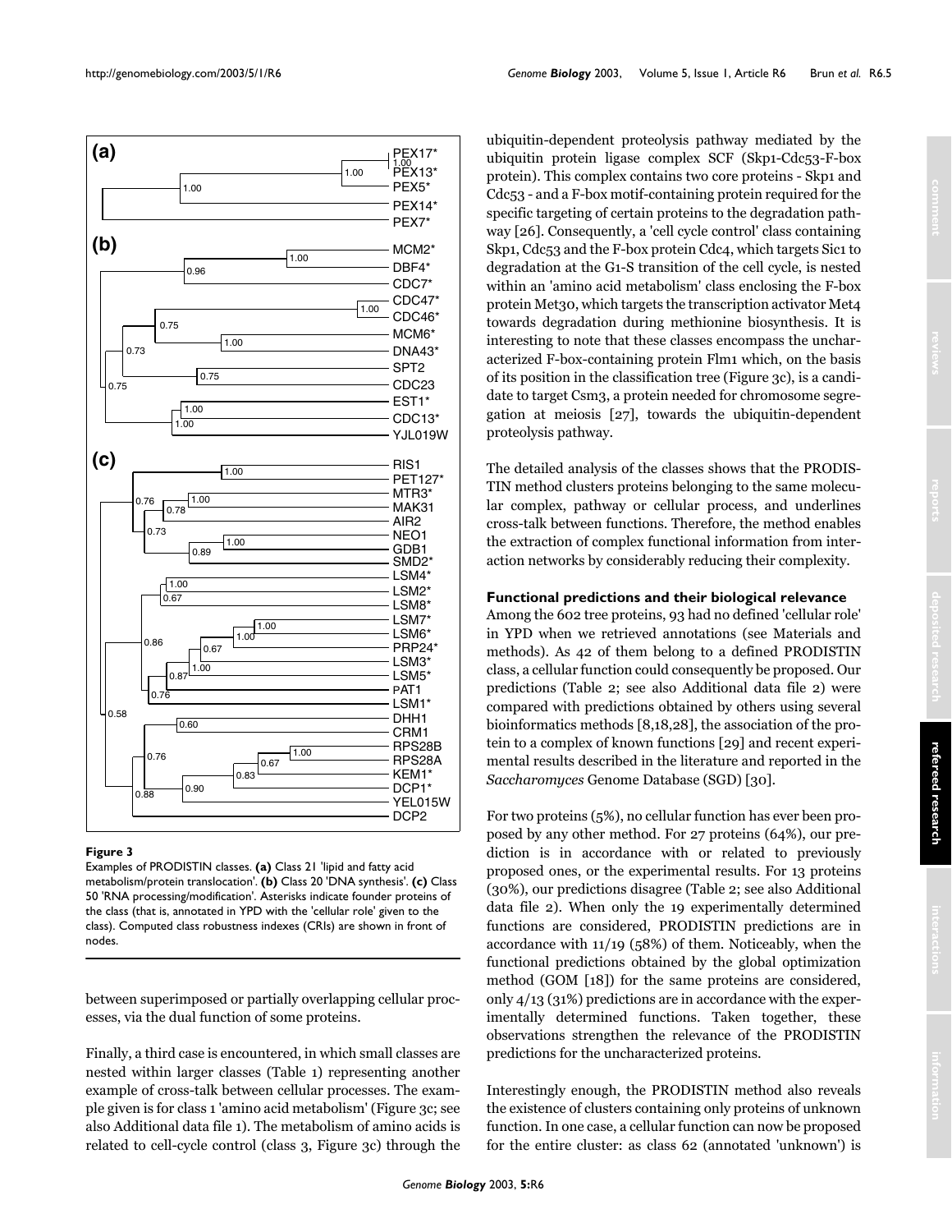**Figure 3**

Examples of PRODISTIN classes. **(a)** Class 21 'lipid and fatty acid metabolism/protein translocation'. **(b)** Class 20 'DNA synthesis'. **(c)** Class 50 'RNA processing/modification'. Asterisks indicate founder proteins of the class (that is, annotated in YPD with the 'cellular role' given to the class). Computed class robustness indexes (CRIs) are shown in front of nodes.

between superimposed or partially overlapping cellular processes, via the dual function of some proteins.

Finally, a third case is encountered, in which small classes are nested within larger classes (Table 1) representing another example of cross-talk between cellular processes. The example given is for class 1 'amino acid metabolism' (Figure 3c; see also Additional data file 1). The metabolism of amino acids is related to cell-cycle control (class 3, Figure 3c) through the ubiquitin-dependent proteolysis pathway mediated by the ubiquitin protein ligase complex SCF (Skp1-Cdc53-F-box protein). This complex contains two core proteins - Skp1 and Cdc53 - and a F-box motif-containing protein required for the specific targeting of certain proteins to the degradation pathway [26]. Consequently, a 'cell cycle control' class containing Skp1, Cdc53 and the F-box protein Cdc4, which targets Sic1 to degradation at the G1-S transition of the cell cycle, is nested within an 'amino acid metabolism' class enclosing the F-box protein Met30, which targets the transcription activator Met4 towards degradation during methionine biosynthesis. It is interesting to note that these classes encompass the uncharacterized F-box-containing protein Flm1 which, on the basis of its position in the classification tree (Figure 3c), is a candidate to target Csm3, a protein needed for chromosome segregation at meiosis [27], towards the ubiquitin-dependent proteolysis pathway.

The detailed analysis of the classes shows that the PRODISTIN method clusters proteins belonging to the same molecular complex, pathway or cellular process, and underlines cross-talk between functions. Therefore, the method enables the extraction of complex functional information from interaction networks by considerably reducing their complexity.

### Functional predictions and their biological relevance

Among the 602 tree proteins, 93 had no defined 'cellular role' in YPD when we retrieved annotations (see Materials and methods). As 42 of them belong to a defined PRODISTIN class, a cellular function could consequently be proposed. Our predictions (Table 2; see also Additional data file 2) were compared with predictions obtained by others using several bioinformatics methods [8,18,28], the association of the protein to a complex of known functions [29] and recent experimental results described in the literature and reported in the *Saccharomyces* Genome Database (SGD) [30].

For two proteins (5%), no cellular function has ever been proposed by any other method. For 27 proteins (64%), our prediction is in accordance with or related to previously proposed ones, or the experimental results. For 13 proteins (30%), our predictions disagree (Table 2; see also Additional data file 2). When only the 19 experimentally determined functions are considered, PRODISTIN predictions are in accordance with 11/19 (58%) of them. Noticeably, when the functional predictions obtained by the global optimization method (GOM [18]) for the same proteins are considered, only 4/13 (31%) predictions are in accordance with the experimentally determined functions. Taken together, these observations strengthen the relevance of the PRODISTIN predictions for the uncharacterized proteins.

Interestingly enough, the PRODISTIN method also reveals the existence of clusters containing only proteins of unknown function. In one case, a cellular function can now be proposed for the entire cluster: as class 62 (annotated 'unknown') is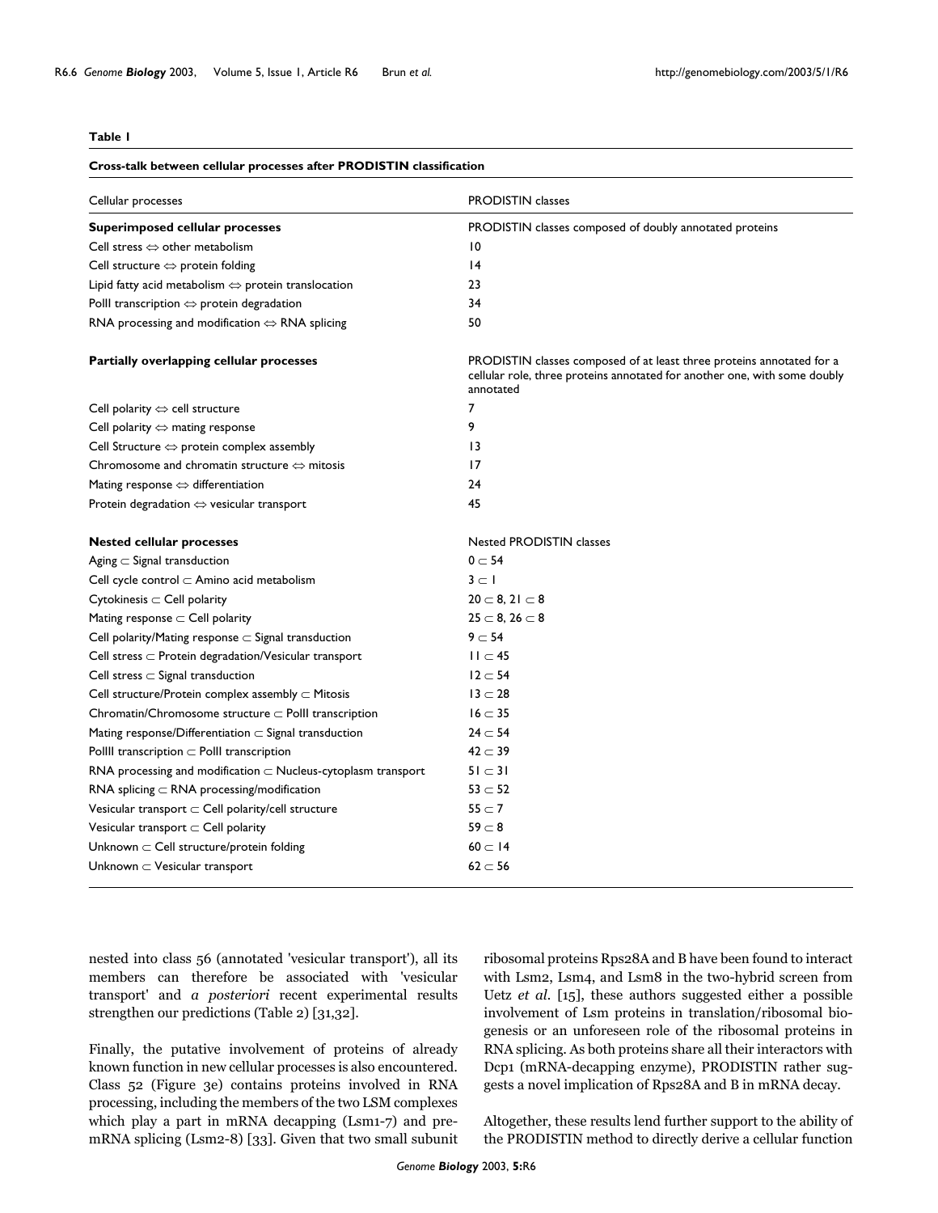**Table 1**

**Cross-talk between cellular processes after PRODISTIN classification**

| Cellular processes | PRODISTIN classes |
|---|---|
| **Superimposed cellular processes** | PRODISTIN classes composed of doubly annotated proteins |
| Cell stress ⇔ other metabolism | 10 |
| Cell structure ⇔ protein folding | 14 |
| Lipid fatty acid metabolism ⇔ protein translocation | 23 |
| PolII transcription ⇔ protein degradation | 34 |
| RNA processing and modification ⇔ RNA splicing | 50 |
| **Partially overlapping cellular processes** | PRODISTIN classes composed of at least three proteins annotated for a cellular role, three proteins annotated for another one, with some doubly annotated |
| Cell polarity ⇔ cell structure | 7 |
| Cell polarity ⇔ mating response | 9 |
| Cell Structure ⇔ protein complex assembly | 13 |
| Chromosome and chromatin structure ⇔ mitosis | 17 |
| Mating response ⇔ differentiation | 24 |
| Protein degradation ⇔ vesicular transport | 45 |
| **Nested cellular processes** | Nested PRODISTIN classes |
| Aging ⊂ Signal transduction | 0 ⊂ 54 |
| Cell cycle control ⊂ Amino acid metabolism | 3 ⊂ 1 |
| Cytokinesis ⊂ Cell polarity | 20 ⊂ 8, 21 ⊂ 8 |
| Mating response ⊂ Cell polarity | 25 ⊂ 8, 26 ⊂ 8 |
| Cell polarity/Mating response ⊂ Signal transduction | 9 ⊂ 54 |
| Cell stress ⊂ Protein degradation/Vesicular transport | 11 ⊂ 45 |
| Cell stress ⊂ Signal transduction | 12 ⊂ 54 |
| Cell structure/Protein complex assembly ⊂ Mitosis | 13 ⊂ 28 |
| Chromatin/Chromosome structure ⊂ PolII transcription | 16 ⊂ 35 |
| Mating response/Differentiation ⊂ Signal transduction | 24 ⊂ 54 |
| PolIII transcription ⊂ PolII transcription | 42 ⊂ 39 |
| RNA processing and modification ⊂ Nucleus-cytoplasm transport | 51 ⊂ 31 |
| RNA splicing ⊂ RNA processing/modification | 53 ⊂ 52 |
| Vesicular transport ⊂ Cell polarity/cell structure | 55 ⊂ 7 |
| Vesicular transport ⊂ Cell polarity | 59 ⊂ 8 |
| Unknown ⊂ Cell structure/protein folding | 60 ⊂ 14 |
| Unknown ⊂ Vesicular transport | 62 ⊂ 56 |

nested into class 56 (annotated 'vesicular transport'), all its members can therefore be associated with 'vesicular transport' and *a posteriori* recent experimental results strengthen our predictions (Table 2) [31,32].

Finally, the putative involvement of proteins of already known function in new cellular processes is also encountered. Class 52 (Figure 3e) contains proteins involved in RNA processing, including the members of the two LSM complexes which play a part in mRNA decapping (Lsm1-7) and pre-mRNA splicing (Lsm2-8) [33]. Given that two small subunit ribosomal proteins Rps28A and B have been found to interact with Lsm2, Lsm4, and Lsm8 in the two-hybrid screen from Uetz *et al*. [15], these authors suggested either a possible involvement of Lsm proteins in translation/ribosomal biogenesis or an unforeseen role of the ribosomal proteins in RNA splicing. As both proteins share all their interactors with Dcp1 (mRNA-decapping enzyme), PRODISTIN rather suggests a novel implication of Rps28A and B in mRNA decay.

Altogether, these results lend further support to the ability of the PRODISTIN method to directly derive a cellular function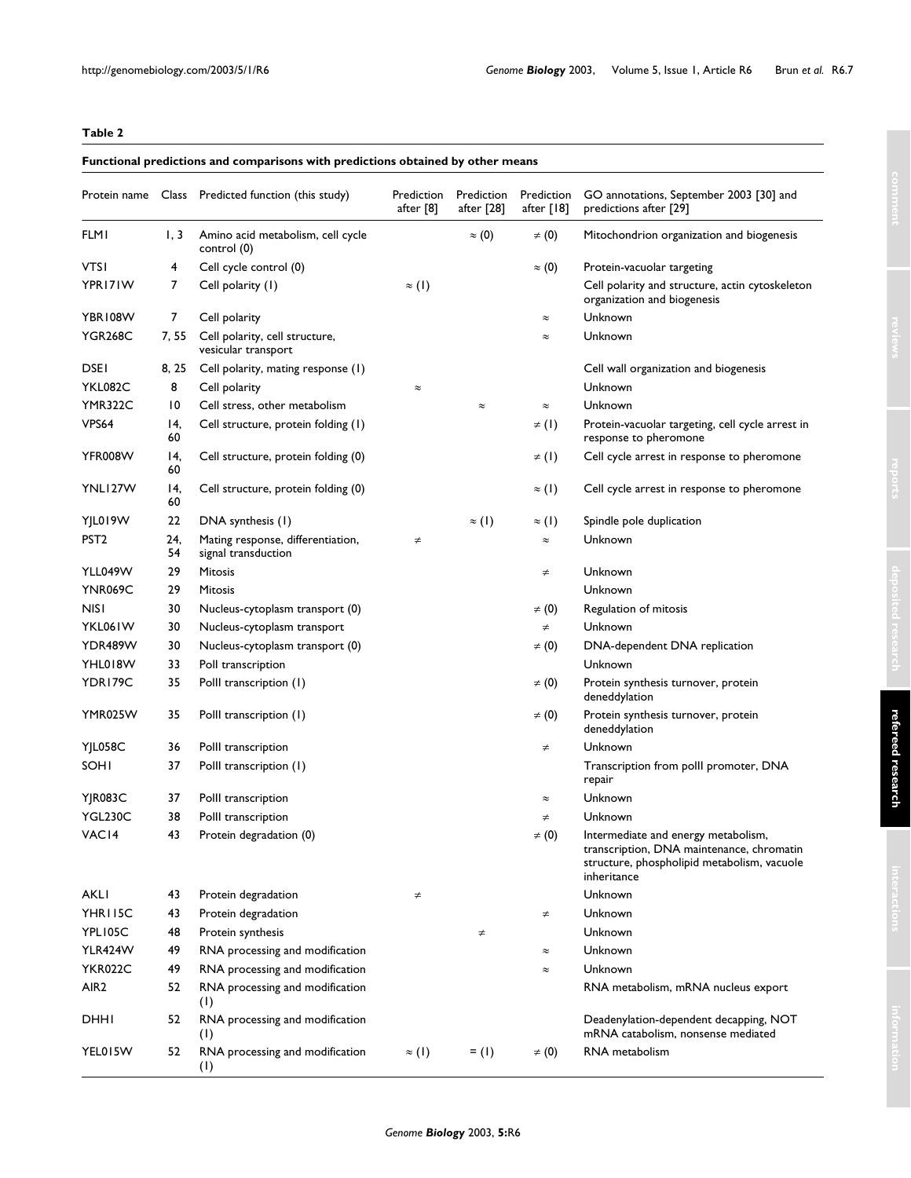**Table 2**

**Functional predictions and comparisons with predictions obtained by other means**

| Protein name | Class | Predicted function (this study) | Prediction after [8] | Prediction after [28] | Prediction after [18] | GO annotations, September 2003 [30] and predictions after [29] |
|---|---|---|---|---|---|---|
| FLM1 | 1, 3 | Amino acid metabolism, cell cycle control (0) | | ≈ (0) | ≠ (0) | Mitochondrion organization and biogenesis |
| VTS1 | 4 | Cell cycle control (0) | | | ≈ (0) | Protein-vacuolar targeting |
| YPR171W | 7 | Cell polarity (1) | ≈ (1) | | | Cell polarity and structure, actin cytoskeleton organization and biogenesis |
| YBR108W | 7 | Cell polarity | | | ≈ | Unknown |
| YGR268C | 7, 55 | Cell polarity, cell structure, vesicular transport | | | ≈ | Unknown |
| DSE1 | 8, 25 | Cell polarity, mating response (1) | | | | Cell wall organization and biogenesis |
| YKL082C | 8 | Cell polarity | ≈ | | | Unknown |
| YMR322C | 10 | Cell stress, other metabolism | | ≈ | ≈ | Unknown |
| VPS64 | 14, 60 | Cell structure, protein folding (1) | | | ≠ (1) | Protein-vacuolar targeting, cell cycle arrest in response to pheromone |
| YFR008W | 14, 60 | Cell structure, protein folding (0) | | | ≠ (1) | Cell cycle arrest in response to pheromone |
| YNL127W | 14, 60 | Cell structure, protein folding (0) | | | ≈ (1) | Cell cycle arrest in response to pheromone |
| YJL019W | 22 | DNA synthesis (1) | | ≈ (1) | ≈ (1) | Spindle pole duplication |
| PST2 | 24, 54 | Mating response, differentiation, signal transduction | ≠ | | ≈ | Unknown |
| YLL049W | 29 | Mitosis | | | ≠ | Unknown |
| YNR069C | 29 | Mitosis | | | | Unknown |
| NIS1 | 30 | Nucleus-cytoplasm transport (0) | | | ≠ (0) | Regulation of mitosis |
| YKL061W | 30 | Nucleus-cytoplasm transport | | | ≠ | Unknown |
| YDR489W | 30 | Nucleus-cytoplasm transport (0) | | | ≠ (0) | DNA-dependent DNA replication |
| YHL018W | 33 | PolI transcription | | | | Unknown |
| YDR179C | 35 | PolII transcription (1) | | | ≠ (0) | Protein synthesis turnover, protein deneddylation |
| YMR025W | 35 | PolII transcription (1) | | | ≠ (0) | Protein synthesis turnover, protein deneddylation |
| YJL058C | 36 | PolII transcription | | | ≠ | Unknown |
| SOH1 | 37 | PolII transcription (1) | | | | Transcription from polII promoter, DNA repair |
| YJR083C | 37 | PolII transcription | | | ≈ | Unknown |
| YGL230C | 38 | PolII transcription | | | ≠ | Unknown |
| VAC14 | 43 | Protein degradation (0) | | | ≠ (0) | Intermediate and energy metabolism, transcription, DNA maintenance, chromatin structure, phospholipid metabolism, vacuole inheritance |
| AKL1 | 43 | Protein degradation | ≠ | | | Unknown |
| YHR115C | 43 | Protein degradation | | | ≠ | Unknown |
| YPL105C | 48 | Protein synthesis | | ≠ | | Unknown |
| YLR424W | 49 | RNA processing and modification | | | ≈ | Unknown |
| YKR022C | 49 | RNA processing and modification | | | ≈ | Unknown |
| AIR2 | 52 | RNA processing and modification (1) | | | | RNA metabolism, mRNA nucleus export |
| DHH1 | 52 | RNA processing and modification (1) | | | | Deadenylation-dependent decapping, NOT mRNA catabolism, nonsense mediated |
| YEL015W | 52 | RNA processing and modification (1) | ≈ (1) | = (1) | ≠ (0) | RNA metabolism |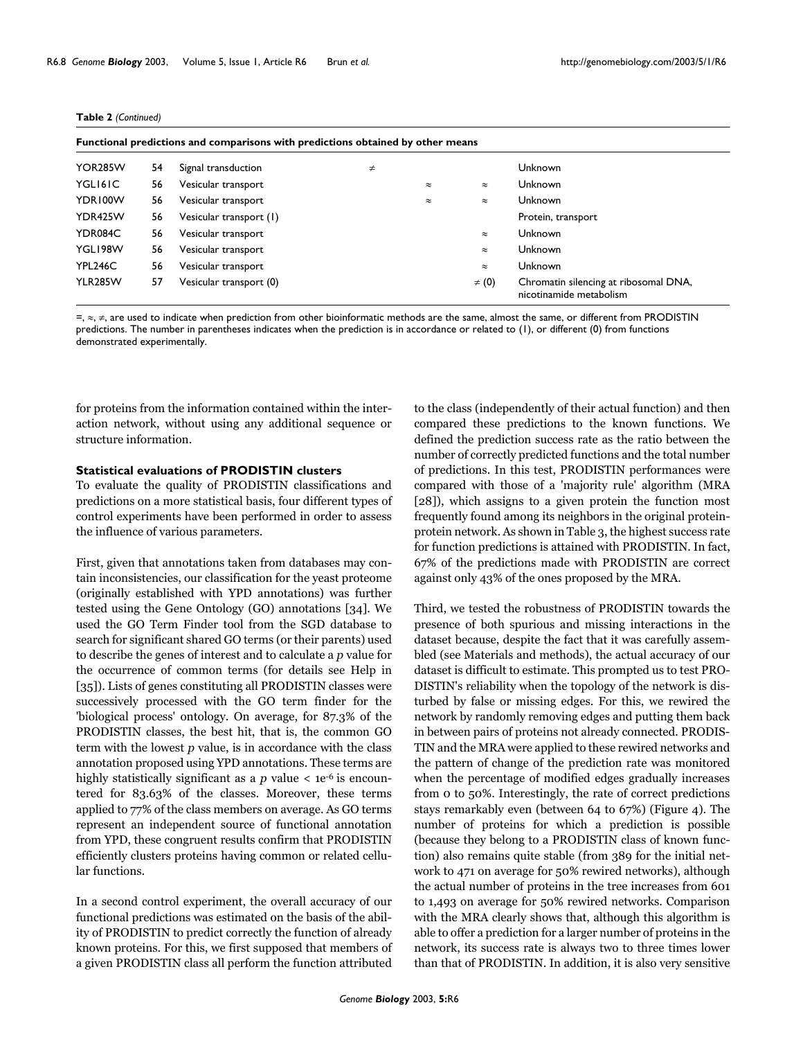**Table 2** *(Continued)*

**Functional predictions and comparisons with predictions obtained by other means**

| | | | | | | |
|---|---|---|---|---|---|---|
| YOR285W | 54 | Signal transduction | ≠ | | | Unknown |
| YGL161C | 56 | Vesicular transport | | ≈ | ≈ | Unknown |
| YDR100W | 56 | Vesicular transport | | ≈ | ≈ | Unknown |
| YDR425W | 56 | Vesicular transport (1) | | | | Protein, transport |
| YDR084C | 56 | Vesicular transport | | | ≈ | Unknown |
| YGL198W | 56 | Vesicular transport | | | ≈ | Unknown |
| YPL246C | 56 | Vesicular transport | | | ≈ | Unknown |
| YLR285W | 57 | Vesicular transport (0) | | | ≠ (0) | Chromatin silencing at ribosomal DNA, nicotinamide metabolism |

=, ≈, ≠, are used to indicate when prediction from other bioinformatic methods are the same, almost the same, or different from PRODISTIN predictions. The number in parentheses indicates when the prediction is in accordance or related to (1), or different (0) from functions demonstrated experimentally.

for proteins from the information contained within the interaction network, without using any additional sequence or structure information.

### Statistical evaluations of PRODISTIN clusters

To evaluate the quality of PRODISTIN classifications and predictions on a more statistical basis, four different types of control experiments have been performed in order to assess the influence of various parameters.

First, given that annotations taken from databases may contain inconsistencies, our classification for the yeast proteome (originally established with YPD annotations) was further tested using the Gene Ontology (GO) annotations [34]. We used the GO Term Finder tool from the SGD database to search for significant shared GO terms (or their parents) used to describe the genes of interest and to calculate a *p* value for the occurrence of common terms (for details see Help in [35]). Lists of genes constituting all PRODISTIN classes were successively processed with the GO term finder for the 'biological process' ontology. On average, for 87.3% of the PRODISTIN classes, the best hit, that is, the common GO term with the lowest *p* value, is in accordance with the class annotation proposed using YPD annotations. These terms are highly statistically significant as a *p* value $< 1e^{-6}$ is encountered for 83.63% of the classes. Moreover, these terms applied to 77% of the class members on average. As GO terms represent an independent source of functional annotation from YPD, these congruent results confirm that PRODISTIN efficiently clusters proteins having common or related cellular functions.

In a second control experiment, the overall accuracy of our functional predictions was estimated on the basis of the ability of PRODISTIN to predict correctly the function of already known proteins. For this, we first supposed that members of a given PRODISTIN class all perform the function attributed to the class (independently of their actual function) and then compared these predictions to the known functions. We defined the prediction success rate as the ratio between the number of correctly predicted functions and the total number of predictions. In this test, PRODISTIN performances were compared with those of a 'majority rule' algorithm (MRA [28]), which assigns to a given protein the function most frequently found among its neighbors in the original protein-protein network. As shown in Table 3, the highest success rate for function predictions is attained with PRODISTIN. In fact, 67% of the predictions made with PRODISTIN are correct against only 43% of the ones proposed by the MRA.

Third, we tested the robustness of PRODISTIN towards the presence of both spurious and missing interactions in the dataset because, despite the fact that it was carefully assembled (see Materials and methods), the actual accuracy of our dataset is difficult to estimate. This prompted us to test PRODISTIN's reliability when the topology of the network is disturbed by false or missing edges. For this, we rewired the network by randomly removing edges and putting them back in between pairs of proteins not already connected. PRODISTIN and the MRA were applied to these rewired networks and the pattern of change of the prediction rate was monitored when the percentage of modified edges gradually increases from 0 to 50%. Interestingly, the rate of correct predictions stays remarkably even (between 64 to 67%) (Figure 4). The number of proteins for which a prediction is possible (because they belong to a PRODISTIN class of known function) also remains quite stable (from 389 for the initial network to 471 on average for 50% rewired networks), although the actual number of proteins in the tree increases from 601 to 1,493 on average for 50% rewired networks. Comparison with the MRA clearly shows that, although this algorithm is able to offer a prediction for a larger number of proteins in the network, its success rate is always two to three times lower than that of PRODISTIN. In addition, it is also very sensitive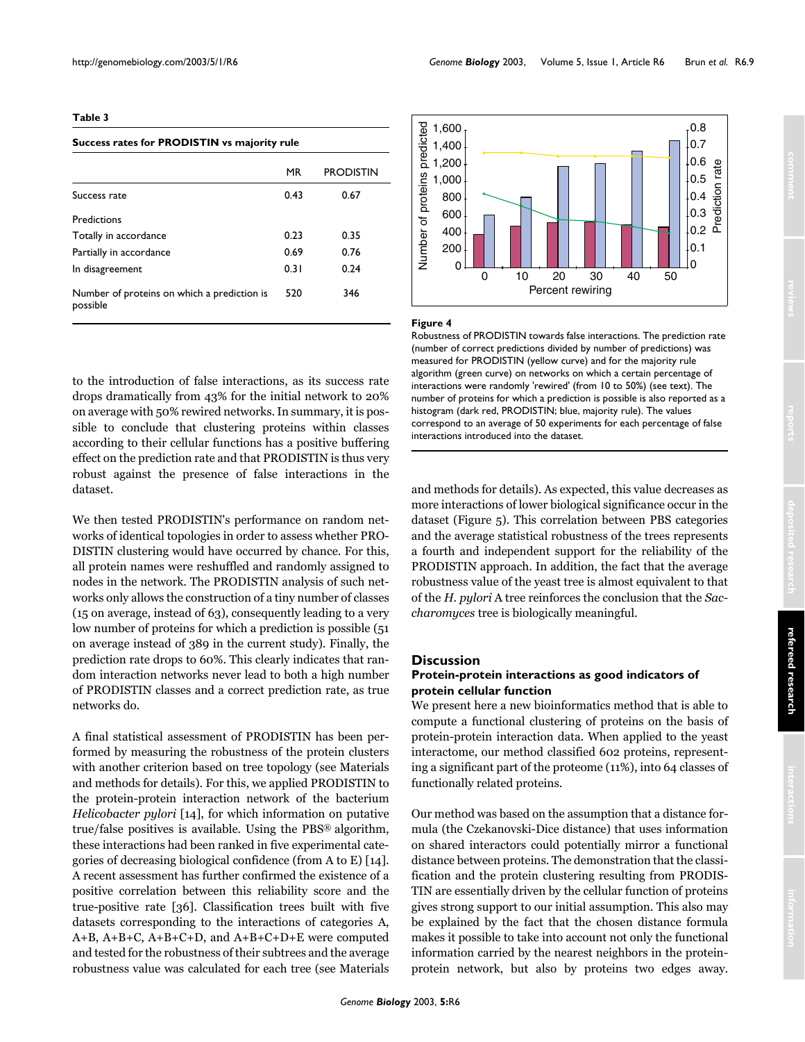**Table 3**

**Success rates for PRODISTIN vs majority rule**

| | MR | PRODISTIN |
|---|---|---|
| Success rate | 0.43 | 0.67 |
| Predictions | | |
| Totally in accordance | 0.23 | 0.35 |
| Partially in accordance | 0.69 | 0.76 |
| In disagreement | 0.31 | 0.24 |
| Number of proteins on which a prediction is possible | 520 | 346 |

to the introduction of false interactions, as its success rate drops dramatically from 43% for the initial network to 20% on average with 50% rewired networks. In summary, it is possible to conclude that clustering proteins within classes according to their cellular functions has a positive buffering effect on the prediction rate and that PRODISTIN is thus very robust against the presence of false interactions in the dataset.

We then tested PRODISTIN's performance on random networks of identical topologies in order to assess whether PRODISTIN clustering would have occurred by chance. For this, all protein names were reshuffled and randomly assigned to nodes in the network. The PRODISTIN analysis of such networks only allows the construction of a tiny number of classes (15 on average, instead of 63), consequently leading to a very low number of proteins for which a prediction is possible (51 on average instead of 389 in the current study). Finally, the prediction rate drops to 60%. This clearly indicates that random interaction networks never lead to both a high number of PRODISTIN classes and a correct prediction rate, as true networks do.

A final statistical assessment of PRODISTIN has been performed by measuring the robustness of the protein clusters with another criterion based on tree topology (see Materials and methods for details). For this, we applied PRODISTIN to the protein-protein interaction network of the bacterium *Helicobacter pylori* [14], for which information on putative true/false positives is available. Using the PBS® algorithm, these interactions had been ranked in five experimental categories of decreasing biological confidence (from A to E) [14]. A recent assessment has further confirmed the existence of a positive correlation between this reliability score and the true-positive rate [36]. Classification trees built with five datasets corresponding to the interactions of categories A, A+B, A+B+C, A+B+C+D, and A+B+C+D+E were computed and tested for the robustness of their subtrees and the average robustness value was calculated for each tree (see Materials and methods for details). As expected, this value decreases as more interactions of lower biological significance occur in the dataset (Figure 5). This correlation between PBS categories and the average statistical robustness of the trees represents a fourth and independent support for the reliability of the PRODISTIN approach. In addition, the fact that the average robustness value of the yeast tree is almost equivalent to that of the *H. pylori* A tree reinforces the conclusion that the *Saccharomyces* tree is biologically meaningful.

**Figure 4**

Robustness of PRODISTIN towards false interactions. The prediction rate (number of correct predictions divided by number of predictions) was measured for PRODISTIN (yellow curve) and for the majority rule algorithm (green curve) on networks on which a certain percentage of interactions were randomly 'rewired' (from 10 to 50%) (see text). The number of proteins for which a prediction is possible is also reported as a histogram (dark red, PRODISTIN; blue, majority rule). The values correspond to an average of 50 experiments for each percentage of false interactions introduced into the dataset.

## Discussion

### Protein-protein interactions as good indicators of protein cellular function

We present here a new bioinformatics method that is able to compute a functional clustering of proteins on the basis of protein-protein interaction data. When applied to the yeast interactome, our method classified 602 proteins, representing a significant part of the proteome (11%), into 64 classes of functionally related proteins.

Our method was based on the assumption that a distance formula (the Czekanovski-Dice distance) that uses information on shared interactors could potentially mirror a functional distance between proteins. The demonstration that the classification and the protein clustering resulting from PRODISTIN are essentially driven by the cellular function of proteins gives strong support to our initial assumption. This also may be explained by the fact that the chosen distance formula makes it possible to take into account not only the functional information carried by the nearest neighbors in the protein-protein network, but also by proteins two edges away.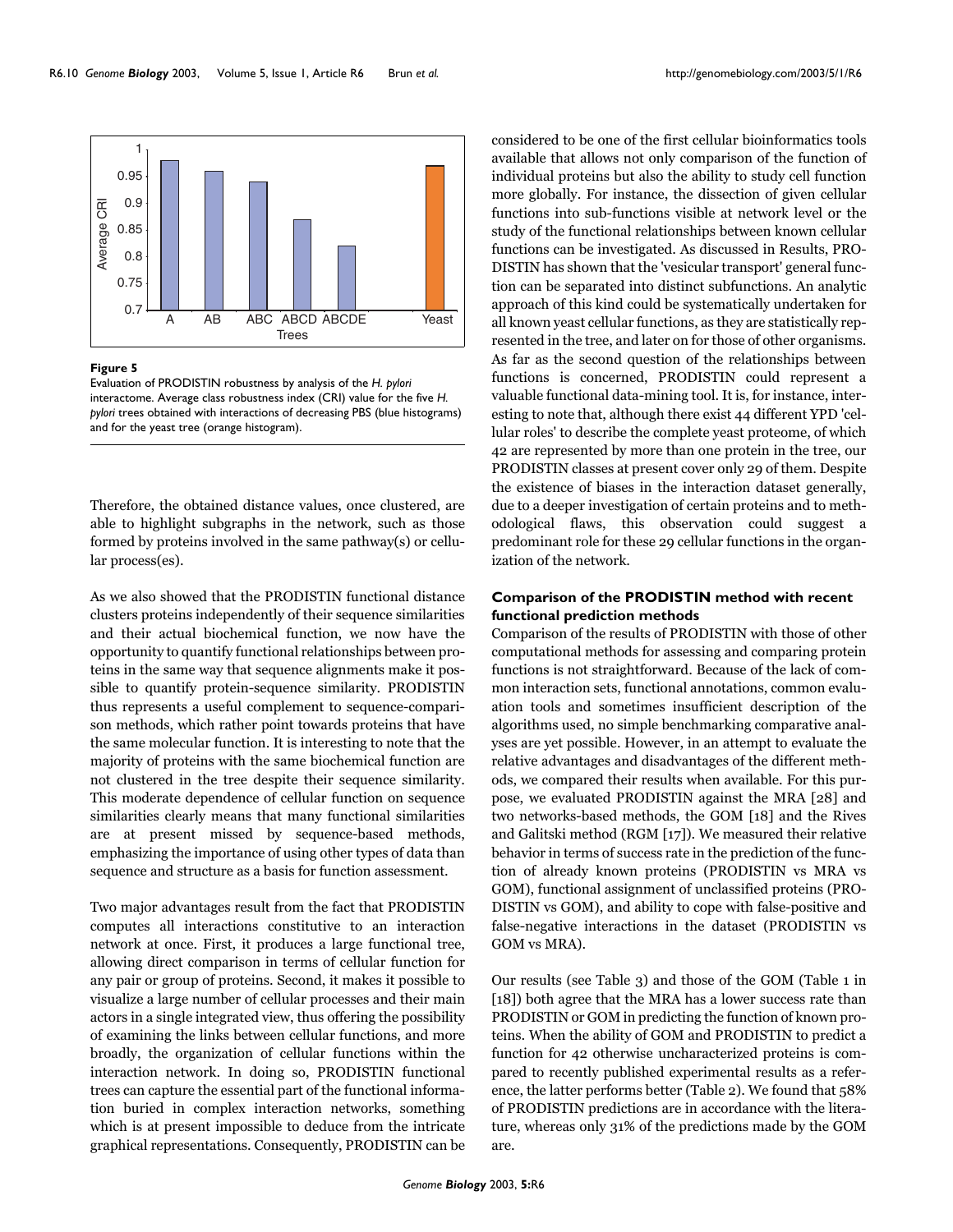**Figure 5**

Evaluation of PRODISTIN robustness by analysis of the *H. pylori* interactome. Average class robustness index (CRI) value for the five *H. pylori* trees obtained with interactions of decreasing PBS (blue histograms) and for the yeast tree (orange histogram).

Therefore, the obtained distance values, once clustered, are able to highlight subgraphs in the network, such as those formed by proteins involved in the same pathway(s) or cellular process(es).

As we also showed that the PRODISTIN functional distance clusters proteins independently of their sequence similarities and their actual biochemical function, we now have the opportunity to quantify functional relationships between proteins in the same way that sequence alignments make it possible to quantify protein-sequence similarity. PRODISTIN thus represents a useful complement to sequence-comparison methods, which rather point towards proteins that have the same molecular function. It is interesting to note that the majority of proteins with the same biochemical function are not clustered in the tree despite their sequence similarity. This moderate dependence of cellular function on sequence similarities clearly means that many functional similarities are at present missed by sequence-based methods, emphasizing the importance of using other types of data than sequence and structure as a basis for function assessment.

Two major advantages result from the fact that PRODISTIN computes all interactions constitutive to an interaction network at once. First, it produces a large functional tree, allowing direct comparison in terms of cellular function for any pair or group of proteins. Second, it makes it possible to visualize a large number of cellular processes and their main actors in a single integrated view, thus offering the possibility of examining the links between cellular functions, and more broadly, the organization of cellular functions within the interaction network. In doing so, PRODISTIN functional trees can capture the essential part of the functional information buried in complex interaction networks, something which is at present impossible to deduce from the intricate graphical representations. Consequently, PRODISTIN can be considered to be one of the first cellular bioinformatics tools available that allows not only comparison of the function of individual proteins but also the ability to study cell function more globally. For instance, the dissection of given cellular functions into sub-functions visible at network level or the study of the functional relationships between known cellular functions can be investigated. As discussed in Results, PRODISTIN has shown that the 'vesicular transport' general function can be separated into distinct subfunctions. An analytic approach of this kind could be systematically undertaken for all known yeast cellular functions, as they are statistically represented in the tree, and later on for those of other organisms. As far as the second question of the relationships between functions is concerned, PRODISTIN could represent a valuable functional data-mining tool. It is, for instance, interesting to note that, although there exist 44 different YPD 'cellular roles' to describe the complete yeast proteome, of which 42 are represented by more than one protein in the tree, our PRODISTIN classes at present cover only 29 of them. Despite the existence of biases in the interaction dataset generally, due to a deeper investigation of certain proteins and to methodological flaws, this observation could suggest a predominant role for these 29 cellular functions in the organization of the network.

### Comparison of the PRODISTIN method with recent functional prediction methods

Comparison of the results of PRODISTIN with those of other computational methods for assessing and comparing protein functions is not straightforward. Because of the lack of common interaction sets, functional annotations, common evaluation tools and sometimes insufficient description of the algorithms used, no simple benchmarking comparative analyses are yet possible. However, in an attempt to evaluate the relative advantages and disadvantages of the different methods, we compared their results when available. For this purpose, we evaluated PRODISTIN against the MRA [28] and two networks-based methods, the GOM [18] and the Rives and Galitski method (RGM [17]). We measured their relative behavior in terms of success rate in the prediction of the function of already known proteins (PRODISTIN vs MRA vs GOM), functional assignment of unclassified proteins (PRODISTIN vs GOM), and ability to cope with false-positive and false-negative interactions in the dataset (PRODISTIN vs GOM vs MRA).

Our results (see Table 3) and those of the GOM (Table 1 in [18]) both agree that the MRA has a lower success rate than PRODISTIN or GOM in predicting the function of known proteins. When the ability of GOM and PRODISTIN to predict a function for 42 otherwise uncharacterized proteins is compared to recently published experimental results as a reference, the latter performs better (Table 2). We found that 58% of PRODISTIN predictions are in accordance with the literature, whereas only 31% of the predictions made by the GOM are.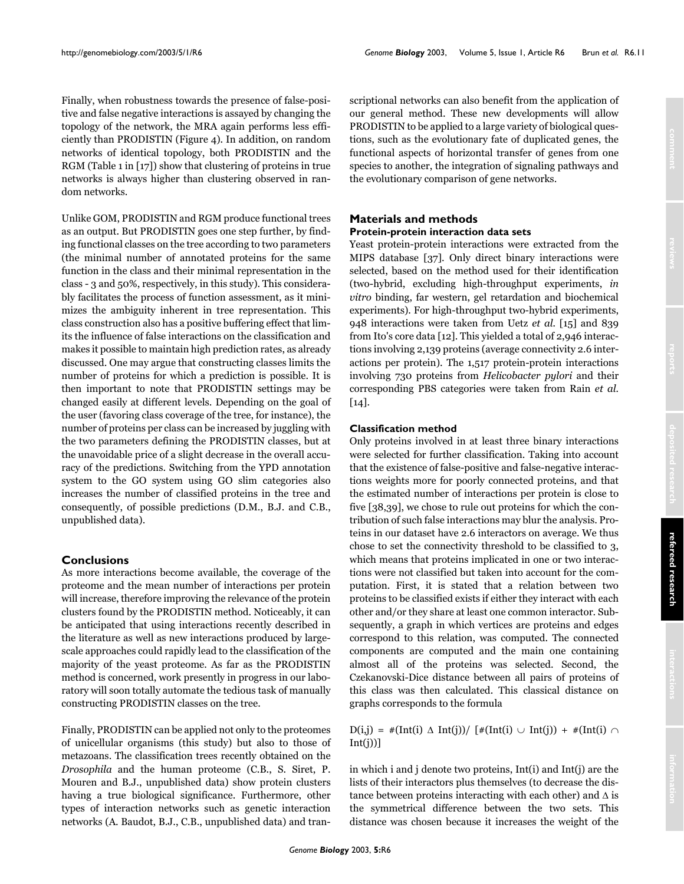Finally, when robustness towards the presence of false-positive and false negative interactions is assayed by changing the topology of the network, the MRA again performs less efficiently than PRODISTIN (Figure 4). In addition, on random networks of identical topology, both PRODISTIN and the RGM (Table 1 in [17]) show that clustering of proteins in true networks is always higher than clustering observed in random networks.

Unlike GOM, PRODISTIN and RGM produce functional trees as an output. But PRODISTIN goes one step further, by finding functional classes on the tree according to two parameters (the minimal number of annotated proteins for the same function in the class and their minimal representation in the class - 3 and 50%, respectively, in this study). This considerably facilitates the process of function assessment, as it minimizes the ambiguity inherent in tree representation. This class construction also has a positive buffering effect that limits the influence of false interactions on the classification and makes it possible to maintain high prediction rates, as already discussed. One may argue that constructing classes limits the number of proteins for which a prediction is possible. It is then important to note that PRODISTIN settings may be changed easily at different levels. Depending on the goal of the user (favoring class coverage of the tree, for instance), the number of proteins per class can be increased by juggling with the two parameters defining the PRODISTIN classes, but at the unavoidable price of a slight decrease in the overall accuracy of the predictions. Switching from the YPD annotation system to the GO system using GO slim categories also increases the number of classified proteins in the tree and consequently, of possible predictions (D.M., B.J. and C.B., unpublished data).

## Conclusions

As more interactions become available, the coverage of the proteome and the mean number of interactions per protein will increase, therefore improving the relevance of the protein clusters found by the PRODISTIN method. Noticeably, it can be anticipated that using interactions recently described in the literature as well as new interactions produced by large-scale approaches could rapidly lead to the classification of the majority of the yeast proteome. As far as the PRODISTIN method is concerned, work presently in progress in our laboratory will soon totally automate the tedious task of manually constructing PRODISTIN classes on the tree.

Finally, PRODISTIN can be applied not only to the proteomes of unicellular organisms (this study) but also to those of metazoans. The classification trees recently obtained on the *Drosophila* and the human proteome (C.B., S. Siret, P. Mouren and B.J., unpublished data) show protein clusters having a true biological significance. Furthermore, other types of interaction networks such as genetic interaction networks (A. Baudot, B.J., C.B., unpublished data) and transcriptional networks can also benefit from the application of our general method. These new developments will allow PRODISTIN to be applied to a large variety of biological questions, such as the evolutionary fate of duplicated genes, the functional aspects of horizontal transfer of genes from one species to another, the integration of signaling pathways and the evolutionary comparison of gene networks.

## Materials and methods

### Protein-protein interaction data sets

Yeast protein-protein interactions were extracted from the MIPS database [37]. Only direct binary interactions were selected, based on the method used for their identification (two-hybrid, excluding high-throughput experiments, *in vitro* binding, far western, gel retardation and biochemical experiments). For high-throughput two-hybrid experiments, 948 interactions were taken from Uetz *et al.* [15] and 839 from Ito's core data [12]. This yielded a total of 2,946 interactions involving 2,139 proteins (average connectivity 2.6 interactions per protein). The 1,517 protein-protein interactions involving 730 proteins from *Helicobacter pylori* and their corresponding PBS categories were taken from Rain *et al.* [14].

### Classification method

Only proteins involved in at least three binary interactions were selected for further classification. Taking into account that the existence of false-positive and false-negative interactions weights more for poorly connected proteins, and that the estimated number of interactions per protein is close to five [38,39], we chose to rule out proteins for which the contribution of such false interactions may blur the analysis. Proteins in our dataset have 2.6 interactors on average. We thus chose to set the connectivity threshold to be classified to 3, which means that proteins implicated in one or two interactions were not classified but taken into account for the computation. First, it is stated that a relation between two proteins to be classified exists if either they interact with each other and/or they share at least one common interactor. Subsequently, a graph in which vertices are proteins and edges correspond to this relation, was computed. The connected components are computed and the main one containing almost all of the proteins was selected. Second, the Czekanovski-Dice distance between all pairs of proteins of this class was then calculated. This classical distance on graphs corresponds to the formula

$$D(i,j) = \#(Int(i) \,\Delta\, Int(j)) / [\#(Int(i) \cup Int(j)) + \#(Int(i) \cap Int(j))]$$

in which i and j denote two proteins, Int(i) and Int(j) are the lists of their interactors plus themselves (to decrease the distance between proteins interacting with each other) and $\Delta$ is the symmetrical difference between the two sets. This distance was chosen because it increases the weight of the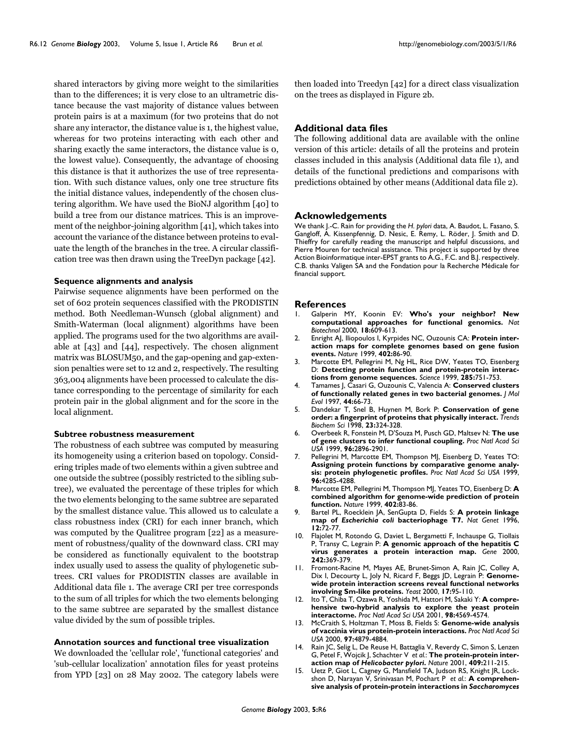shared interactors by giving more weight to the similarities than to the differences; it is very close to an ultrametric distance because the vast majority of distance values between protein pairs is at a maximum (for two proteins that do not share any interactor, the distance value is 1, the highest value, whereas for two proteins interacting with each other and sharing exactly the same interactors, the distance value is 0, the lowest value). Consequently, the advantage of choosing this distance is that it authorizes the use of tree representation. With such distance values, only one tree structure fits the initial distance values, independently of the chosen clustering algorithm. We have used the BioNJ algorithm [40] to build a tree from our distance matrices. This is an improvement of the neighbor-joining algorithm [41], which takes into account the variance of the distance between proteins to evaluate the length of the branches in the tree. A circular classification tree was then drawn using the TreeDyn package [42].

#### Sequence alignments and analysis

Pairwise sequence alignments have been performed on the set of 602 protein sequences classified with the PRODISTIN method. Both Needleman-Wunsch (global alignment) and Smith-Waterman (local alignment) algorithms have been applied. The programs used for the two algorithms are available at [43] and [44], respectively. The chosen alignment matrix was BLOSUM50, and the gap-opening and gap-extension penalties were set to 12 and 2, respectively. The resulting 363,004 alignments have been processed to calculate the distance corresponding to the percentage of similarity for each protein pair in the global alignment and for the score in the local alignment.

#### Subtree robustness measurement

The robustness of each subtree was computed by measuring its homogeneity using a criterion based on topology. Considering triples made of two elements within a given subtree and one outside the subtree (possibly restricted to the sibling subtree), we evaluated the percentage of these triples for which the two elements belonging to the same subtree are separated by the smallest distance value. This allowed us to calculate a class robustness index (CRI) for each inner branch, which was computed by the Qualitree program [22] as a measurement of robustness/quality of the downward class. CRI may be considered as functionally equivalent to the bootstrap index usually used to assess the quality of phylogenetic subtrees. CRI values for PRODISTIN classes are available in Additional data file 1. The average CRI per tree corresponds to the sum of all triples for which the two elements belonging to the same subtree are separated by the smallest distance value divided by the sum of possible triples.

#### Annotation sources and functional tree visualization

We downloaded the 'cellular role', 'functional categories' and 'sub-cellular localization' annotation files for yeast proteins from YPD [23] on 28 May 2002. The category labels were then loaded into Treedyn [42] for a direct class visualization on the trees as displayed in Figure 2b.

## Additional data files

The following additional data are available with the online version of this article: details of all the proteins and protein classes included in this analysis (Additional data file 1), and details of the functional predictions and comparisons with predictions obtained by other means (Additional data file 2).

## Acknowledgements

We thank J.-C. Rain for providing the *H. pylori* data, A. Baudot, L. Fasano, S. Gangloff, A. Kissenpfennig, D. Nesic, E. Remy, L. Röder, J. Smith and D. Thieffry for carefully reading the manuscript and helpful discussions, and Pierre Mouren for technical assistance. This project is supported by three Action Bioinformatique inter-EPST grants to A.G., F.C. and B.J. respectively. C.B. thanks Valigen SA and the Fondation pour la Recherche Médicale for financial support.

## References

1. Galperin MY, Koonin EV: **Who's your neighbor? New computational approaches for functional genomics.** *Nat Biotechnol* 2000, **18:**609-613.
2. Enright AJ, Iliopoulos I, Kyrpides NC, Ouzounis CA: **Protein interaction maps for complete genomes based on gene fusion events.** *Nature* 1999, **402:**86-90.
3. Marcotte EM, Pellegrini M, Ng HL, Rice DW, Yeates TO, Eisenberg D: **Detecting protein function and protein-protein interactions from genome sequences.** *Science* 1999, **285:**751-753.
4. Tamames J, Casari G, Ouzounis C, Valencia A: **Conserved clusters of functionally related genes in two bacterial genomes.** *J Mol Evol* 1997, **44:**66-73.
5. Dandekar T, Snel B, Huynen M, Bork P: **Conservation of gene order: a fingerprint of proteins that physically interact.** *Trends Biochem Sci* 1998, **23:**324-328.
6. Overbeek R, Fonstein M, D'Souza M, Pusch GD, Maltsev N: **The use of gene clusters to infer functional coupling.** *Proc Natl Acad Sci USA* 1999, **96:**2896-2901.
7. Pellegrini M, Marcotte EM, Thompson MJ, Eisenberg D, Yeates TO: **Assigning protein functions by comparative genome analysis: protein phylogenetic profiles.** *Proc Natl Acad Sci USA* 1999, **96:**4285-4288.
8. Marcotte EM, Pellegrini M, Thompson MJ, Yeates TO, Eisenberg D: **A combined algorithm for genome-wide prediction of protein function.** *Nature* 1999, **402:**83-86.
9. Bartel PL, Roecklein JA, SenGupta D, Fields S: **A protein linkage map of *Escherichia coli* bacteriophage T7.** *Nat Genet* 1996, **12:**72-77.
10. Flajolet M, Rotondo G, Daviet L, Bergametti F, Inchauspe G, Tiollais P, Transy C, Legrain P: **A genomic approach of the hepatitis C virus generates a protein interaction map.** *Gene* 2000, **242:**369-379.
11. Fromont-Racine M, Mayes AE, Brunet-Simon A, Rain JC, Colley A, Dix I, Decourty L, Joly N, Ricard F, Beggs JD, Legrain P: **Genome-wide protein interaction screens reveal functional networks involving Sm-like proteins.** *Yeast* 2000, **17:**95-110.
12. Ito T, Chiba T, Ozawa R, Yoshida M, Hattori M, Sakaki Y: **A comprehensive two-hybrid analysis to explore the yeast protein interactome.** *Proc Natl Acad Sci USA* 2001, **98:**4569-4574.
13. McCraith S, Holtzman T, Moss B, Fields S: **Genome-wide analysis of vaccinia virus protein-protein interactions.** *Proc Natl Acad Sci USA* 2000, **97:**4879-4884.
14. Rain JC, Selig L, De Reuse H, Battaglia V, Reverdy C, Simon S, Lenzen G, Petel F, Wojcik J, Schachter V *et al.*: **The protein-protein interaction map of *Helicobacter pylori*.** *Nature* 2001, **409:**211-215.
15. Uetz P, Giot L, Cagney G, Mansfield TA, Judson RS, Knight JR, Lockshon D, Narayan V, Srinivasan M, Pochart P *et al.*: **A comprehensive analysis of protein-protein interactions in *Saccharomyces***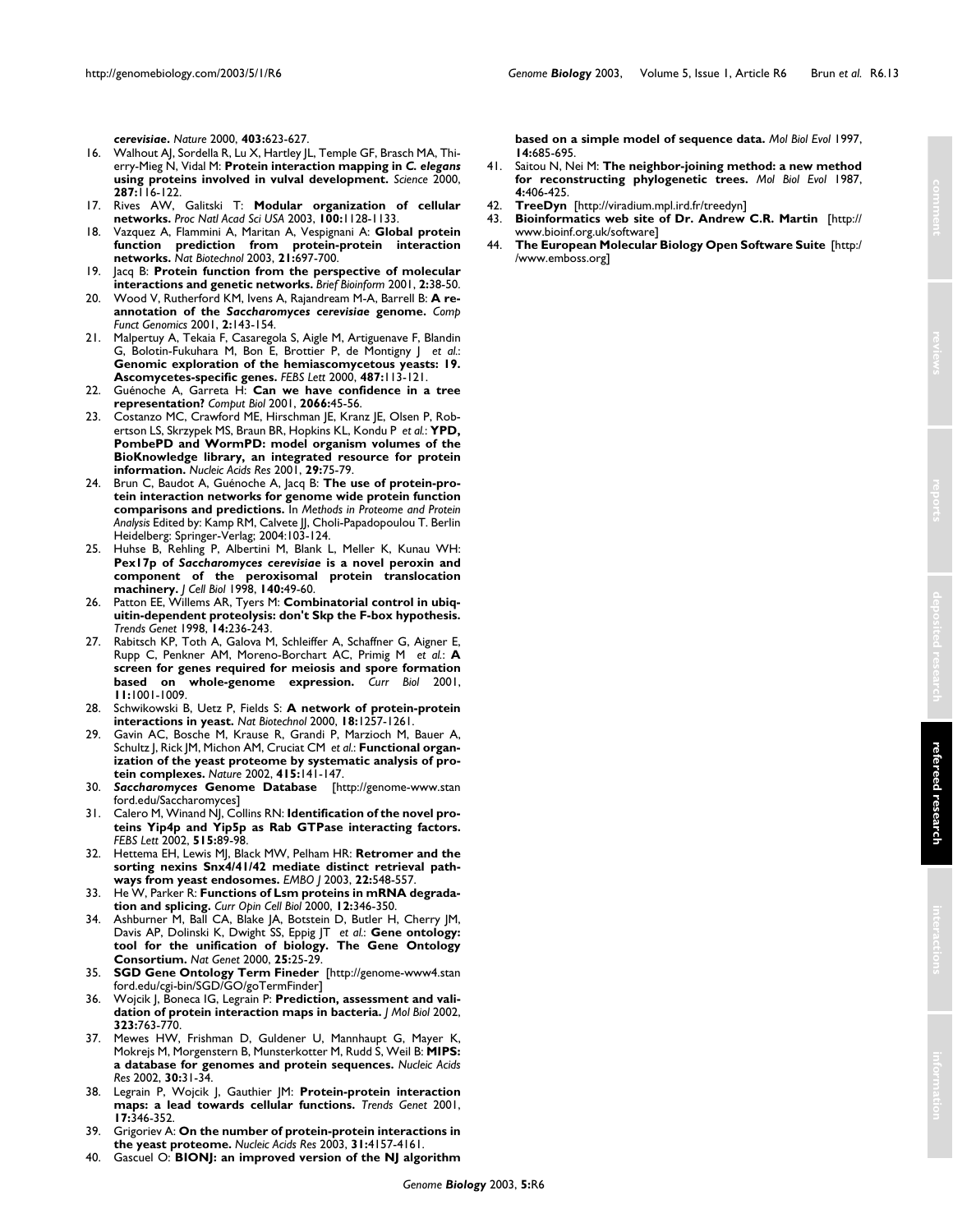*cerevisiae*. *Nature* 2000, **403:**623-627.

16. Walhout AJ, Sordella R, Lu X, Hartley JL, Temple GF, Brasch MA, Thierry-Mieg N, Vidal M: **Protein interaction mapping in *C. elegans* using proteins involved in vulval development.** *Science* 2000, **287:**116-122.
17. Rives AW, Galitski T: **Modular organization of cellular networks.** *Proc Natl Acad Sci USA* 2003, **100:**1128-1133.
18. Vazquez A, Flammini A, Maritan A, Vespignani A: **Global protein function prediction from protein-protein interaction networks.** *Nat Biotechnol* 2003, **21:**697-700.
19. Jacq B: **Protein function from the perspective of molecular interactions and genetic networks.** *Brief Bioinform* 2001, **2:**38-50.
20. Wood V, Rutherford KM, Ivens A, Rajandream M-A, Barrell B: **A re-annotation of the *Saccharomyces cerevisiae* genome.** *Comp Funct Genomics* 2001, **2:**143-154.
21. Malpertuy A, Tekaia F, Casaregola S, Aigle M, Artiguenave F, Blandin G, Bolotin-Fukuhara M, Bon E, Brottier P, de Montigny J *et al.*: **Genomic exploration of the hemiascomycetous yeasts: 19. Ascomycetes-specific genes.** *FEBS Lett* 2000, **487:**113-121.
22. Guénoche A, Garreta H: **Can we have confidence in a tree representation?** *Comput Biol* 2001, **2066:**45-56.
23. Costanzo MC, Crawford ME, Hirschman JE, Kranz JE, Olsen P, Robertson LS, Skrzypek MS, Braun BR, Hopkins KL, Kondu P *et al.*: **YPD, PombePD and WormPD: model organism volumes of the BioKnowledge library, an integrated resource for protein information.** *Nucleic Acids Res* 2001, **29:**75-79.
24. Brun C, Baudot A, Guénoche A, Jacq B: **The use of protein-protein interaction networks for genome wide protein function comparisons and predictions.** In *Methods in Proteome and Protein Analysis* Edited by: Kamp RM, Calvete JJ, Choli-Papadopoulou T. Berlin Heidelberg: Springer-Verlag; 2004:103-124.
25. Huhse B, Rehling P, Albertini M, Blank L, Meller K, Kunau WH: **Pex17p of *Saccharomyces cerevisiae* is a novel peroxin and component of the peroxisomal protein translocation machinery.** *J Cell Biol* 1998, **140:**49-60.
26. Patton EE, Willems AR, Tyers M: **Combinatorial control in ubiquitin-dependent proteolysis: don't Skp the F-box hypothesis.** *Trends Genet* 1998, **14:**236-243.
27. Rabitsch KP, Toth A, Galova M, Schleiffer A, Schaffner G, Aigner E, Rupp C, Penkner AM, Moreno-Borchart AC, Primig M *et al.*: **A screen for genes required for meiosis and spore formation based on whole-genome expression.** *Curr Biol* 2001, **11:**1001-1009.
28. Schwikowski B, Uetz P, Fields S: **A network of protein-protein interactions in yeast.** *Nat Biotechnol* 2000, **18:**1257-1261.
29. Gavin AC, Bosche M, Krause R, Grandi P, Marzioch M, Bauer A, Schultz J, Rick JM, Michon AM, Cruciat CM *et al.*: **Functional organization of the yeast proteome by systematic analysis of protein complexes.** *Nature* 2002, **415:**141-147.
30. ***Saccharomyces* Genome Database** [http://genome-www.stanford.edu/Saccharomyces]
31. Calero M, Winand NJ, Collins RN: **Identification of the novel proteins Yip4p and Yip5p as Rab GTPase interacting factors.** *FEBS Lett* 2002, **515:**89-98.
32. Hettema EH, Lewis MJ, Black MW, Pelham HR: **Retromer and the sorting nexins Snx4/41/42 mediate distinct retrieval pathways from yeast endosomes.** *EMBO J* 2003, **22:**548-557.
33. He W, Parker R: **Functions of Lsm proteins in mRNA degradation and splicing.** *Curr Opin Cell Biol* 2000, **12:**346-350.
34. Ashburner M, Ball CA, Blake JA, Botstein D, Butler H, Cherry JM, Davis AP, Dolinski K, Dwight SS, Eppig JT *et al.*: **Gene ontology: tool for the unification of biology. The Gene Ontology Consortium.** *Nat Genet* 2000, **25:**25-29.
35. **SGD Gene Ontology Term Fineder** [http://genome-www4.stanford.edu/cgi-bin/SGD/GO/goTermFinder]
36. Wojcik J, Boneca IG, Legrain P: **Prediction, assessment and validation of protein interaction maps in bacteria.** *J Mol Biol* 2002, **323:**763-770.
37. Mewes HW, Frishman D, Guldener U, Mannhaupt G, Mayer K, Mokrejs M, Morgenstern B, Munsterkotter M, Rudd S, Weil B: **MIPS: a database for genomes and protein sequences.** *Nucleic Acids Res* 2002, **30:**31-34.
38. Legrain P, Wojcik J, Gauthier JM: **Protein-protein interaction maps: a lead towards cellular functions.** *Trends Genet* 2001, **17:**346-352.
39. Grigoriev A: **On the number of protein-protein interactions in the yeast proteome.** *Nucleic Acids Res* 2003, **31:**4157-4161.
40. Gascuel O: **BIONJ: an improved version of the NJ algorithm based on a simple model of sequence data.** *Mol Biol Evol* 1997, **14:**685-695.
41. Saitou N, Nei M: **The neighbor-joining method: a new method for reconstructing phylogenetic trees.** *Mol Biol Evol* 1987, **4:**406-425.
42. **TreeDyn** [http://viradium.mpl.ird.fr/treedyn]
43. **Bioinformatics web site of Dr. Andrew C.R. Martin** [http://www.bioinf.org.uk/software]
44. **The European Molecular Biology Open Software Suite** [http://www.emboss.org]